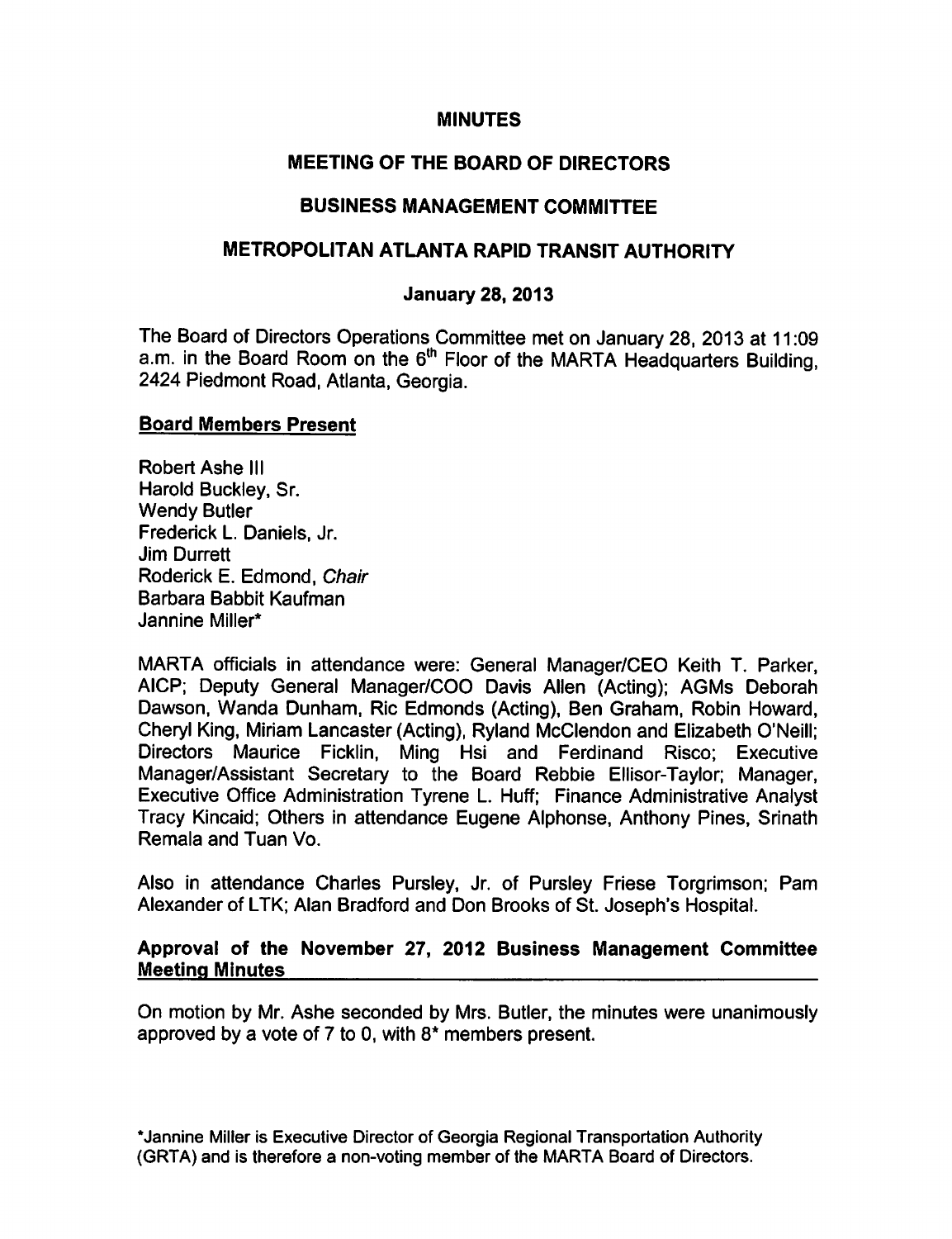# MINUTES

## MEETING OF THE BOARD OF DIRECTORS

## BUSINESS MANAGEMENT COMMITTEE

## METROPOLITAN ATLANTA RAPID TRANSIT AUTHORITY

### January 28, 2013

The Board of Directors Operations Committee met on January 28, 2013 at 11:09 a.m. in the Board Room on the 6th Floor of the MARTA Headquarters Building, 2424 Piedmont Road, Atlanta, Georgia.

**Board Members Present**

Robert Ashe III
Harold Buckley, Sr.
Wendy Butler
Frederick L. Daniels, Jr.
Jim Durrett
Roderick E. Edmond, *Chair*
Barbara Babbit Kaufman
Jannine Miller*

MARTA officials in attendance were: General Manager/CEO Keith T. Parker, AICP; Deputy General Manager/COO Davis Allen (Acting); AGMs Deborah Dawson, Wanda Dunham, Ric Edmonds (Acting), Ben Graham, Robin Howard, Cheryl King, Miriam Lancaster (Acting), Ryland McClendon and Elizabeth O'Neill; Directors Maurice Ficklin, Ming Hsi and Ferdinand Risco; Executive Manager/Assistant Secretary to the Board Rebbie Ellisor-Taylor; Manager, Executive Office Administration Tyrene L. Huff; Finance Administrative Analyst Tracy Kincaid; Others in attendance Eugene Alphonse, Anthony Pines, Srinath Remala and Tuan Vo.

Also in attendance Charles Pursley, Jr. of Pursley Friese Torgrimson; Pam Alexander of LTK; Alan Bradford and Don Brooks of St. Joseph's Hospital.

**Approval of the November 27, 2012 Business Management Committee Meeting Minutes**

On motion by Mr. Ashe seconded by Mrs. Butler, the minutes were unanimously approved by a vote of 7 to 0, with 8* members present.

*Jannine Miller is Executive Director of Georgia Regional Transportation Authority (GRTA) and is therefore a non-voting member of the MARTA Board of Directors.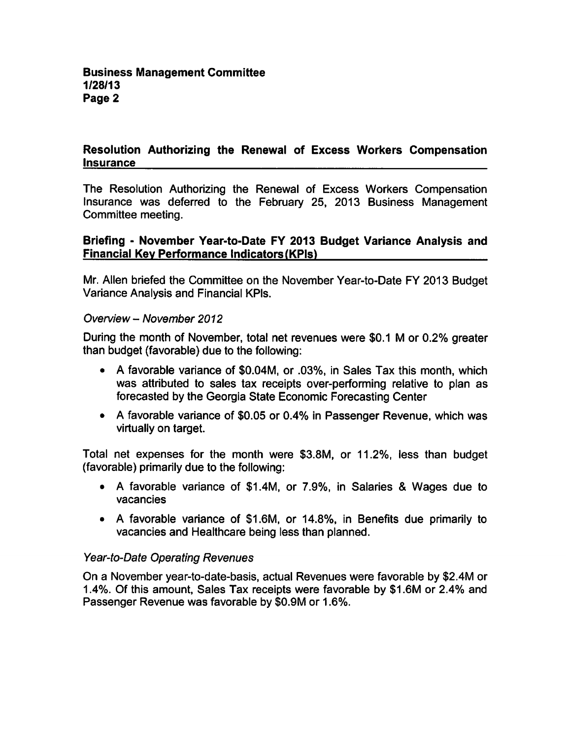## Resolution Authorizing the Renewal of Excess Workers Compensation Insurance

The Resolution Authorizing the Renewal of Excess Workers Compensation Insurance was deferred to the February 25, 2013 Business Management Committee meeting.

## Briefing - November Year-to-Date FY 2013 Budget Variance Analysis and Financial Key Performance Indicators (KPIs)

Mr. Allen briefed the Committee on the November Year-to-Date FY 2013 Budget Variance Analysis and Financial KPIs.

*Overview – November 2012*

During the month of November, total net revenues were $0.1 M or 0.2% greater than budget (favorable) due to the following:

- A favorable variance of $0.04M, or .03%, in Sales Tax this month, which was attributed to sales tax receipts over-performing relative to plan as forecasted by the Georgia State Economic Forecasting Center
- A favorable variance of $0.05 or 0.4% in Passenger Revenue, which was virtually on target.

Total net expenses for the month were $3.8M, or 11.2%, less than budget (favorable) primarily due to the following:

- A favorable variance of $1.4M, or 7.9%, in Salaries & Wages due to vacancies
- A favorable variance of $1.6M, or 14.8%, in Benefits due primarily to vacancies and Healthcare being less than planned.

*Year-to-Date Operating Revenues*

On a November year-to-date-basis, actual Revenues were favorable by $2.4M or 1.4%. Of this amount, Sales Tax receipts were favorable by $1.6M or 2.4% and Passenger Revenue was favorable by $0.9M or 1.6%.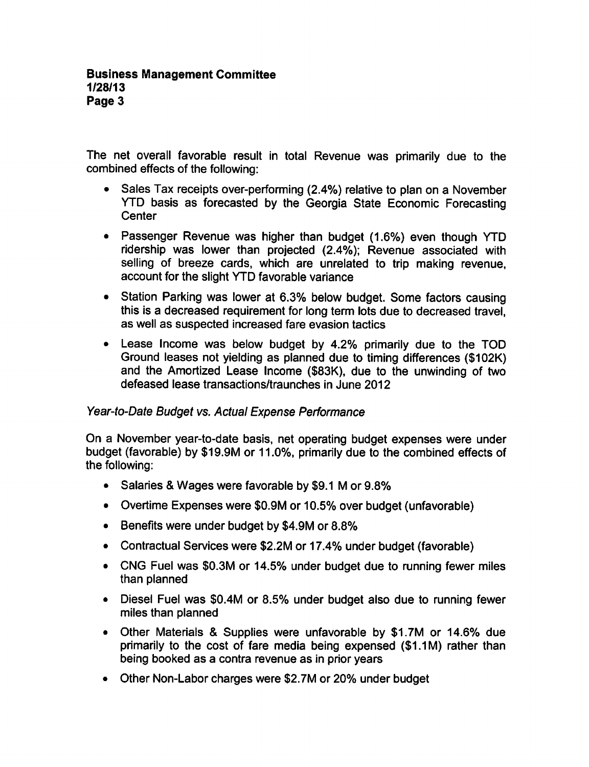The net overall favorable result in total Revenue was primarily due to the combined effects of the following:

- Sales Tax receipts over-performing (2.4%) relative to plan on a November YTD basis as forecasted by the Georgia State Economic Forecasting Center
- Passenger Revenue was higher than budget (1.6%) even though YTD ridership was lower than projected (2.4%); Revenue associated with selling of breeze cards, which are unrelated to trip making revenue, account for the slight YTD favorable variance
- Station Parking was lower at 6.3% below budget. Some factors causing this is a decreased requirement for long term lots due to decreased travel, as well as suspected increased fare evasion tactics
- Lease Income was below budget by 4.2% primarily due to the TOD Ground leases not yielding as planned due to timing differences ($102K) and the Amortized Lease Income ($83K), due to the unwinding of two defeased lease transactions/traunches in June 2012

*Year-to-Date Budget vs. Actual Expense Performance*

On a November year-to-date basis, net operating budget expenses were under budget (favorable) by $19.9M or 11.0%, primarily due to the combined effects of the following:

- Salaries & Wages were favorable by $9.1 M or 9.8%
- Overtime Expenses were $0.9M or 10.5% over budget (unfavorable)
- Benefits were under budget by $4.9M or 8.8%
- Contractual Services were $2.2M or 17.4% under budget (favorable)
- CNG Fuel was $0.3M or 14.5% under budget due to running fewer miles than planned
- Diesel Fuel was $0.4M or 8.5% under budget also due to running fewer miles than planned
- Other Materials & Supplies were unfavorable by $1.7M or 14.6% due primarily to the cost of fare media being expensed ($1.1M) rather than being booked as a contra revenue as in prior years
- Other Non-Labor charges were $2.7M or 20% under budget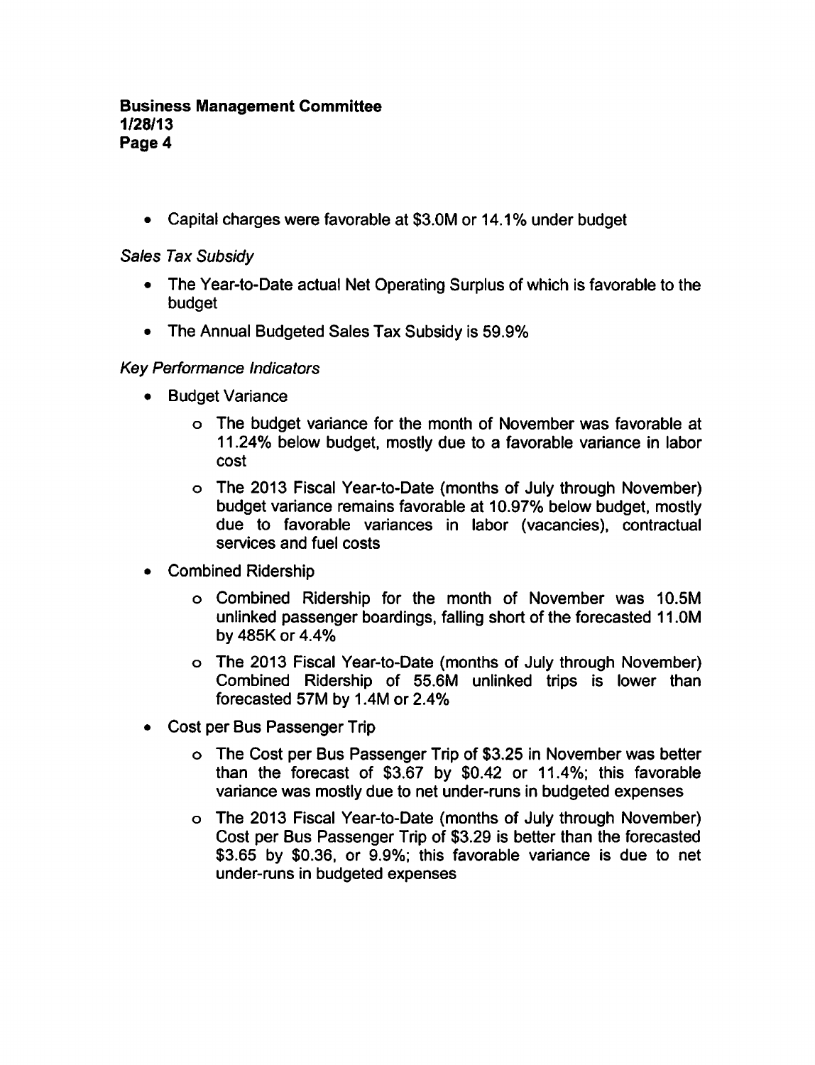- Capital charges were favorable at $3.0M or 14.1% under budget

*Sales Tax Subsidy*

- The Year-to-Date actual Net Operating Surplus of which is favorable to the budget
- The Annual Budgeted Sales Tax Subsidy is 59.9%

*Key Performance Indicators*

- Budget Variance
  - The budget variance for the month of November was favorable at 11.24% below budget, mostly due to a favorable variance in labor cost
  - The 2013 Fiscal Year-to-Date (months of July through November) budget variance remains favorable at 10.97% below budget, mostly due to favorable variances in labor (vacancies), contractual services and fuel costs
- Combined Ridership
  - Combined Ridership for the month of November was 10.5M unlinked passenger boardings, falling short of the forecasted 11.0M by 485K or 4.4%
  - The 2013 Fiscal Year-to-Date (months of July through November) Combined Ridership of 55.6M unlinked trips is lower than forecasted 57M by 1.4M or 2.4%
- Cost per Bus Passenger Trip
  - The Cost per Bus Passenger Trip of $3.25 in November was better than the forecast of $3.67 by $0.42 or 11.4%; this favorable variance was mostly due to net under-runs in budgeted expenses
  - The 2013 Fiscal Year-to-Date (months of July through November) Cost per Bus Passenger Trip of $3.29 is better than the forecasted $3.65 by $0.36, or 9.9%; this favorable variance is due to net under-runs in budgeted expenses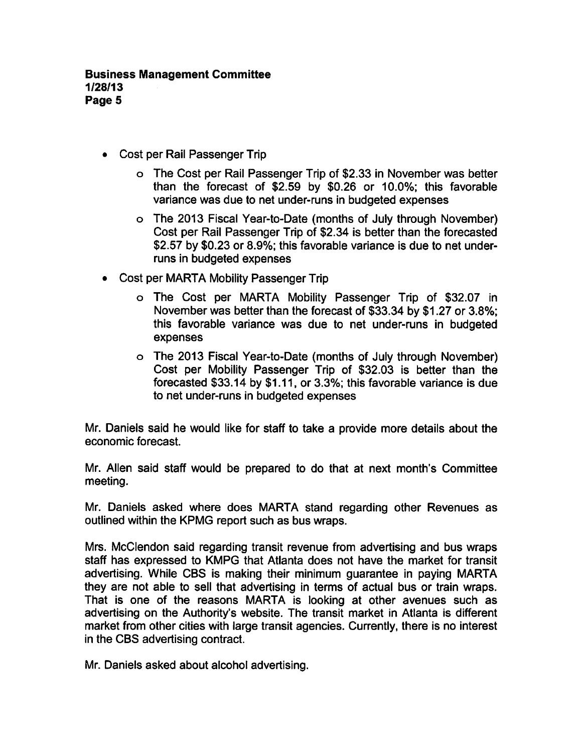- Cost per Rail Passenger Trip
    - The Cost per Rail Passenger Trip of $2.33 in November was better than the forecast of $2.59 by $0.26 or 10.0%; this favorable variance was due to net under-runs in budgeted expenses
    - The 2013 Fiscal Year-to-Date (months of July through November) Cost per Rail Passenger Trip of $2.34 is better than the forecasted $2.57 by $0.23 or 8.9%; this favorable variance is due to net under-runs in budgeted expenses
- Cost per MARTA Mobility Passenger Trip
    - The Cost per MARTA Mobility Passenger Trip of $32.07 in November was better than the forecast of $33.34 by $1.27 or 3.8%; this favorable variance was due to net under-runs in budgeted expenses
    - The 2013 Fiscal Year-to-Date (months of July through November) Cost per Mobility Passenger Trip of $32.03 is better than the forecasted $33.14 by $1.11, or 3.3%; this favorable variance is due to net under-runs in budgeted expenses

Mr. Daniels said he would like for staff to take a provide more details about the economic forecast.

Mr. Allen said staff would be prepared to do that at next month's Committee meeting.

Mr. Daniels asked where does MARTA stand regarding other Revenues as outlined within the KPMG report such as bus wraps.

Mrs. McClendon said regarding transit revenue from advertising and bus wraps staff has expressed to KMPG that Atlanta does not have the market for transit advertising. While CBS is making their minimum guarantee in paying MARTA they are not able to sell that advertising in terms of actual bus or train wraps. That is one of the reasons MARTA is looking at other avenues such as advertising on the Authority's website. The transit market in Atlanta is different market from other cities with large transit agencies. Currently, there is no interest in the CBS advertising contract.

Mr. Daniels asked about alcohol advertising.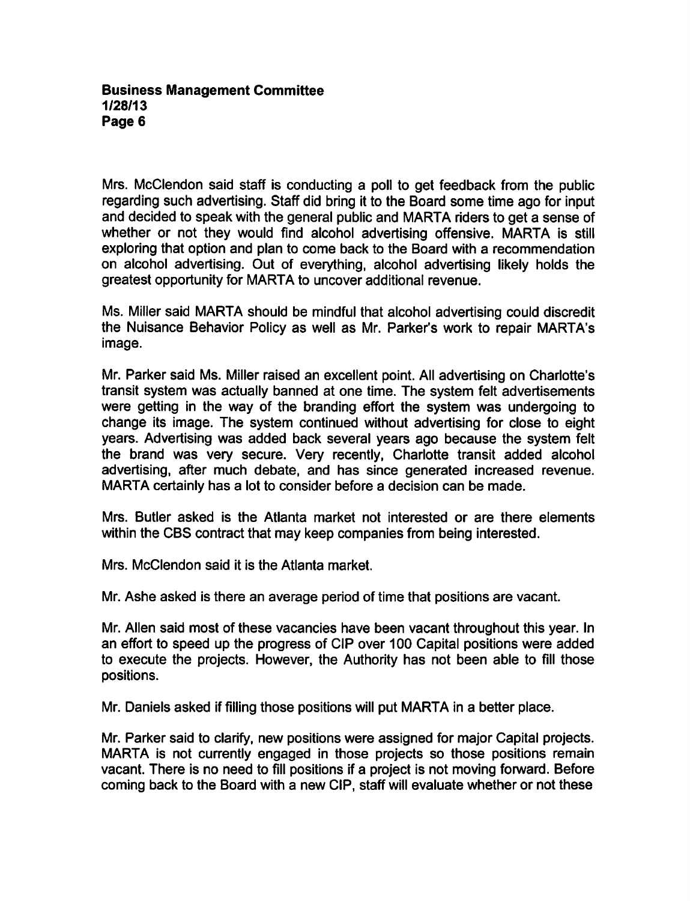Mrs. McClendon said staff is conducting a poll to get feedback from the public regarding such advertising. Staff did bring it to the Board some time ago for input and decided to speak with the general public and MARTA riders to get a sense of whether or not they would find alcohol advertising offensive. MARTA is still exploring that option and plan to come back to the Board with a recommendation on alcohol advertising. Out of everything, alcohol advertising likely holds the greatest opportunity for MARTA to uncover additional revenue.

Ms. Miller said MARTA should be mindful that alcohol advertising could discredit the Nuisance Behavior Policy as well as Mr. Parker's work to repair MARTA's image.

Mr. Parker said Ms. Miller raised an excellent point. All advertising on Charlotte's transit system was actually banned at one time. The system felt advertisements were getting in the way of the branding effort the system was undergoing to change its image. The system continued without advertising for close to eight years. Advertising was added back several years ago because the system felt the brand was very secure. Very recently, Charlotte transit added alcohol advertising, after much debate, and has since generated increased revenue. MARTA certainly has a lot to consider before a decision can be made.

Mrs. Butler asked is the Atlanta market not interested or are there elements within the CBS contract that may keep companies from being interested.

Mrs. McClendon said it is the Atlanta market.

Mr. Ashe asked is there an average period of time that positions are vacant.

Mr. Allen said most of these vacancies have been vacant throughout this year. In an effort to speed up the progress of CIP over 100 Capital positions were added to execute the projects. However, the Authority has not been able to fill those positions.

Mr. Daniels asked if filling those positions will put MARTA in a better place.

Mr. Parker said to clarify, new positions were assigned for major Capital projects. MARTA is not currently engaged in those projects so those positions remain vacant. There is no need to fill positions if a project is not moving forward. Before coming back to the Board with a new CIP, staff will evaluate whether or not these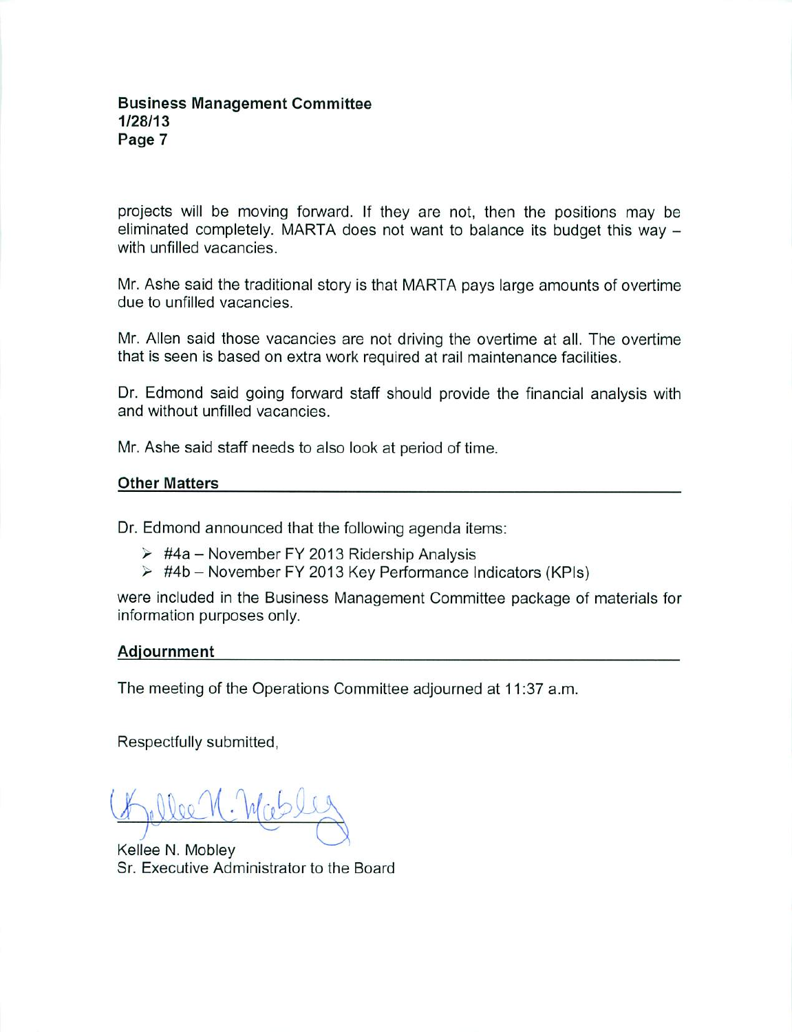projects will be moving forward. If they are not, then the positions may be eliminated completely. MARTA does not want to balance its budget this way – with unfilled vacancies.

Mr. Ashe said the traditional story is that MARTA pays large amounts of overtime due to unfilled vacancies.

Mr. Allen said those vacancies are not driving the overtime at all. The overtime that is seen is based on extra work required at rail maintenance facilities.

Dr. Edmond said going forward staff should provide the financial analysis with and without unfilled vacancies.

Mr. Ashe said staff needs to also look at period of time.

## Other Matters

Dr. Edmond announced that the following agenda items:

- #4a – November FY 2013 Ridership Analysis
- #4b – November FY 2013 Key Performance Indicators (KPIs)

were included in the Business Management Committee package of materials for information purposes only.

## Adjournment

The meeting of the Operations Committee adjourned at 11:37 a.m.

Respectfully submitted,

Kellee N. Mobley
Sr. Executive Administrator to the Board